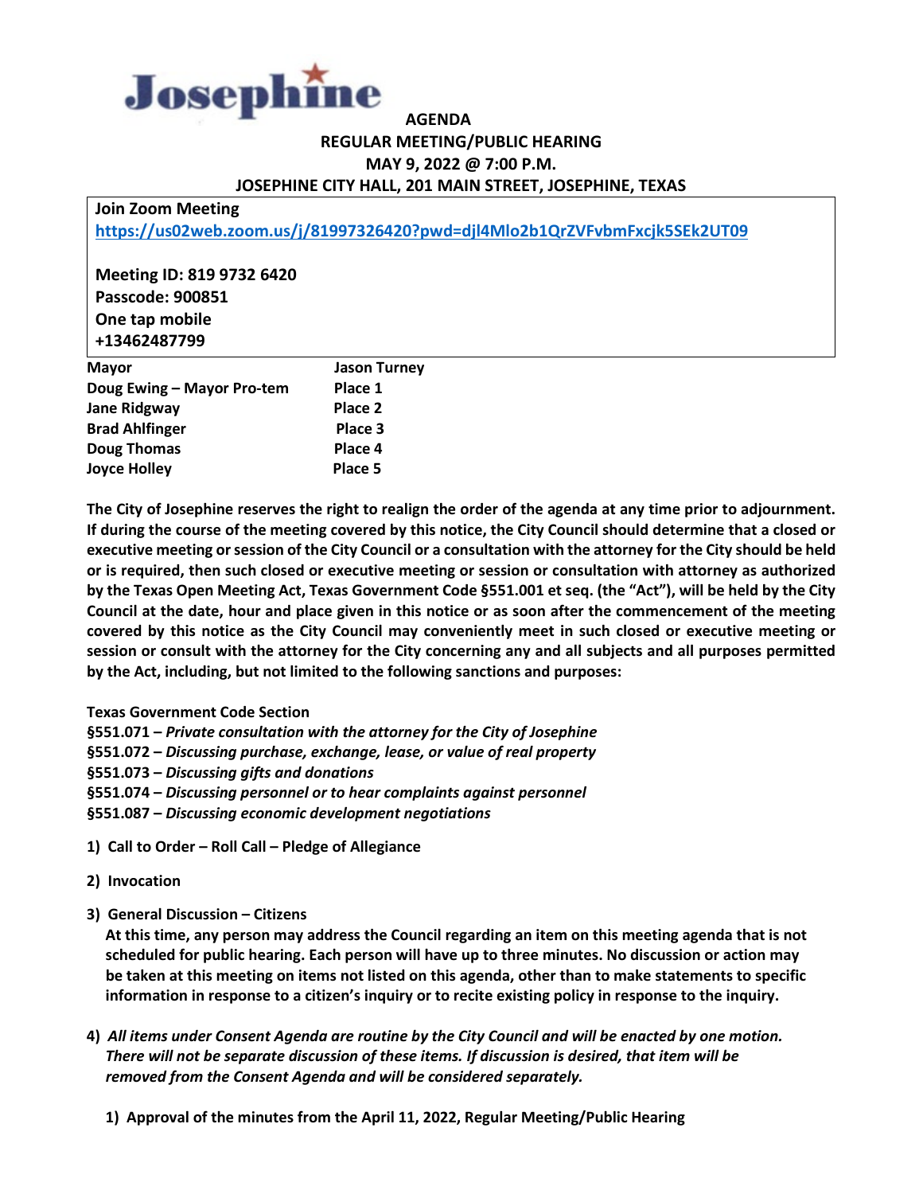**Josephine**

# AGENDA
## REGULAR MEETING/PUBLIC HEARING
## MAY 9, 2022 @ 7:00 P.M.
## JOSEPHINE CITY HALL, 201 MAIN STREET, JOSEPHINE, TEXAS

**Join Zoom Meeting**
**https://us02web.zoom.us/j/81997326420?pwd=djl4Mlo2b1QrZVFvbmFxcjk5SEk2UT09**

**Meeting ID: 819 9732 6420**
**Passcode: 900851**
**One tap mobile**
**+13462487799**

| | |
|---|---|
| **Mayor** | **Jason Turney** |
| **Doug Ewing – Mayor Pro-tem** | **Place 1** |
| **Jane Ridgway** | **Place 2** |
| **Brad Ahlfinger** | **Place 3** |
| **Doug Thomas** | **Place 4** |
| **Joyce Holley** | **Place 5** |

**The City of Josephine reserves the right to realign the order of the agenda at any time prior to adjournment. If during the course of the meeting covered by this notice, the City Council should determine that a closed or executive meeting or session of the City Council or a consultation with the attorney for the City should be held or is required, then such closed or executive meeting or session or consultation with attorney as authorized by the Texas Open Meeting Act, Texas Government Code §551.001 et seq. (the "Act"), will be held by the City Council at the date, hour and place given in this notice or as soon after the commencement of the meeting covered by this notice as the City Council may conveniently meet in such closed or executive meeting or session or consult with the attorney for the City concerning any and all subjects and all purposes permitted by the Act, including, but not limited to the following sanctions and purposes:**

**Texas Government Code Section**
**§551.071 –** ***Private consultation with the attorney for the City of Josephine***
**§551.072 –** ***Discussing purchase, exchange, lease, or value of real property***
**§551.073 –** ***Discussing gifts and donations***
**§551.074 –** ***Discussing personnel or to hear complaints against personnel***
**§551.087 –** ***Discussing economic development negotiations***

1) **Call to Order – Roll Call – Pledge of Allegiance**

2) **Invocation**

3) **General Discussion – Citizens**
   **At this time, any person may address the Council regarding an item on this meeting agenda that is not scheduled for public hearing. Each person will have up to three minutes. No discussion or action may be taken at this meeting on items not listed on this agenda, other than to make statements to specific information in response to a citizen's inquiry or to recite existing policy in response to the inquiry.**

4) ***All items under Consent Agenda are routine by the City Council and will be enacted by one motion. There will not be separate discussion of these items. If discussion is desired, that item will be removed from the Consent Agenda and will be considered separately.***

   1) **Approval of the minutes from the April 11, 2022, Regular Meeting/Public Hearing**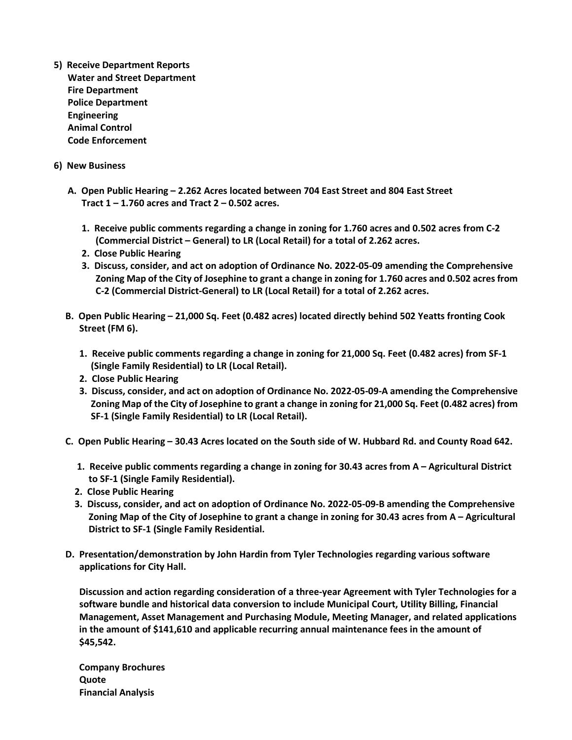5) **Receive Department Reports**
   **Water and Street Department**
   **Fire Department**
   **Police Department**
   **Engineering**
   **Animal Control**
   **Code Enforcement**

6) **New Business**

   **A. Open Public Hearing – 2.262 Acres located between 704 East Street and 804 East Street Tract 1 – 1.760 acres and Tract 2 – 0.502 acres.**

      1. **Receive public comments regarding a change in zoning for 1.760 acres and 0.502 acres from C-2 (Commercial District – General) to LR (Local Retail) for a total of 2.262 acres.**
      2. **Close Public Hearing**
      3. **Discuss, consider, and act on adoption of Ordinance No. 2022-05-09 amending the Comprehensive Zoning Map of the City of Josephine to grant a change in zoning for 1.760 acres and 0.502 acres from C-2 (Commercial District-General) to LR (Local Retail) for a total of 2.262 acres.**

   **B. Open Public Hearing – 21,000 Sq. Feet (0.482 acres) located directly behind 502 Yeatts fronting Cook Street (FM 6).**

      1. **Receive public comments regarding a change in zoning for 21,000 Sq. Feet (0.482 acres) from SF-1 (Single Family Residential) to LR (Local Retail).**
      2. **Close Public Hearing**
      3. **Discuss, consider, and act on adoption of Ordinance No. 2022-05-09-A amending the Comprehensive Zoning Map of the City of Josephine to grant a change in zoning for 21,000 Sq. Feet (0.482 acres) from SF-1 (Single Family Residential) to LR (Local Retail).**

   **C. Open Public Hearing – 30.43 Acres located on the South side of W. Hubbard Rd. and County Road 642.**

      1. **Receive public comments regarding a change in zoning for 30.43 acres from A – Agricultural District to SF-1 (Single Family Residential).**
      2. **Close Public Hearing**
      3. **Discuss, consider, and act on adoption of Ordinance No. 2022-05-09-B amending the Comprehensive Zoning Map of the City of Josephine to grant a change in zoning for 30.43 acres from A – Agricultural District to SF-1 (Single Family Residential.**

   **D. Presentation/demonstration by John Hardin from Tyler Technologies regarding various software applications for City Hall.**

   **Discussion and action regarding consideration of a three-year Agreement with Tyler Technologies for a software bundle and historical data conversion to include Municipal Court, Utility Billing, Financial Management, Asset Management and Purchasing Module, Meeting Manager, and related applications in the amount of $141,610 and applicable recurring annual maintenance fees in the amount of $45,542.**

   **Company Brochures**
   **Quote**
   **Financial Analysis**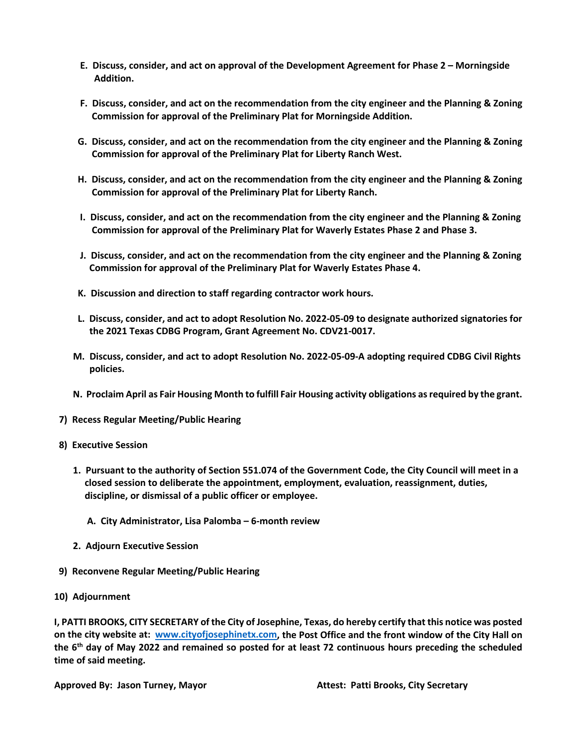**E. Discuss, consider, and act on approval of the Development Agreement for Phase 2 – Morningside Addition.**

**F. Discuss, consider, and act on the recommendation from the city engineer and the Planning & Zoning Commission for approval of the Preliminary Plat for Morningside Addition.**

**G. Discuss, consider, and act on the recommendation from the city engineer and the Planning & Zoning Commission for approval of the Preliminary Plat for Liberty Ranch West.**

**H. Discuss, consider, and act on the recommendation from the city engineer and the Planning & Zoning Commission for approval of the Preliminary Plat for Liberty Ranch.**

**I. Discuss, consider, and act on the recommendation from the city engineer and the Planning & Zoning Commission for approval of the Preliminary Plat for Waverly Estates Phase 2 and Phase 3.**

**J. Discuss, consider, and act on the recommendation from the city engineer and the Planning & Zoning Commission for approval of the Preliminary Plat for Waverly Estates Phase 4.**

**K. Discussion and direction to staff regarding contractor work hours.**

**L. Discuss, consider, and act to adopt Resolution No. 2022-05-09 to designate authorized signatories for the 2021 Texas CDBG Program, Grant Agreement No. CDV21-0017.**

**M. Discuss, consider, and act to adopt Resolution No. 2022-05-09-A adopting required CDBG Civil Rights policies.**

**N. Proclaim April as Fair Housing Month to fulfill Fair Housing activity obligations as required by the grant.**

**7) Recess Regular Meeting/Public Hearing**

**8) Executive Session**

**1. Pursuant to the authority of Section 551.074 of the Government Code, the City Council will meet in a closed session to deliberate the appointment, employment, evaluation, reassignment, duties, discipline, or dismissal of a public officer or employee.**

**A. City Administrator, Lisa Palomba – 6-month review**

**2. Adjourn Executive Session**

**9) Reconvene Regular Meeting/Public Hearing**

**10) Adjournment**

**I, PATTI BROOKS, CITY SECRETARY of the City of Josephine, Texas, do hereby certify that this notice was posted on the city website at: [www.cityofjosephinetx.com](http://www.cityofjosephinetx.com), the Post Office and the front window of the City Hall on the 6th day of May 2022 and remained so posted for at least 72 continuous hours preceding the scheduled time of said meeting.**

**Approved By: Jason Turney, Mayor** **Attest: Patti Brooks, City Secretary**